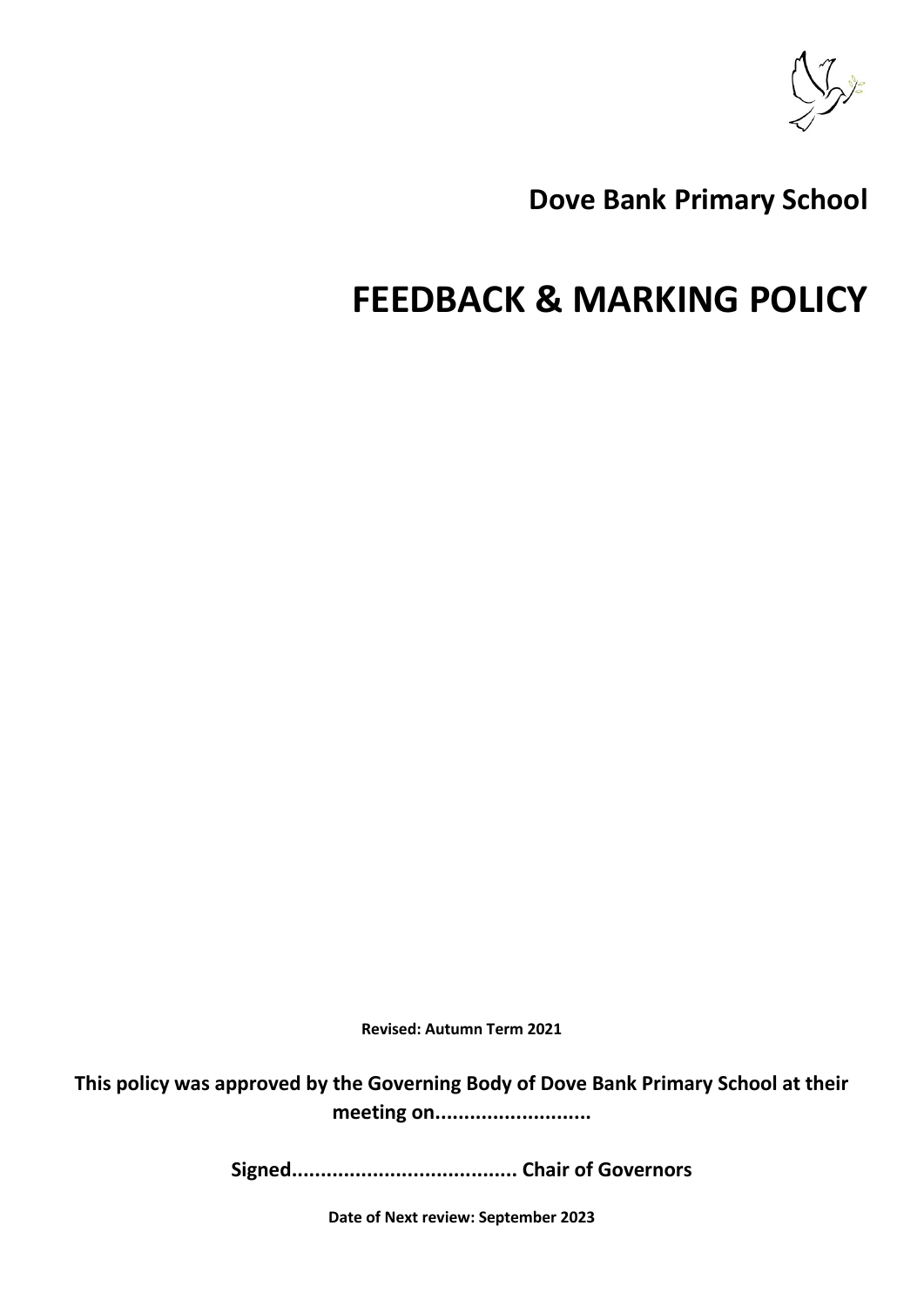# Dove Bank Primary School

# FEEDBACK & MARKING POLICY

**Revised: Autumn Term 2021**

**This policy was approved by the Governing Body of Dove Bank Primary School at their meeting on..........................**

**Signed...................................... Chair of Governors**

**Date of Next review: September 2023**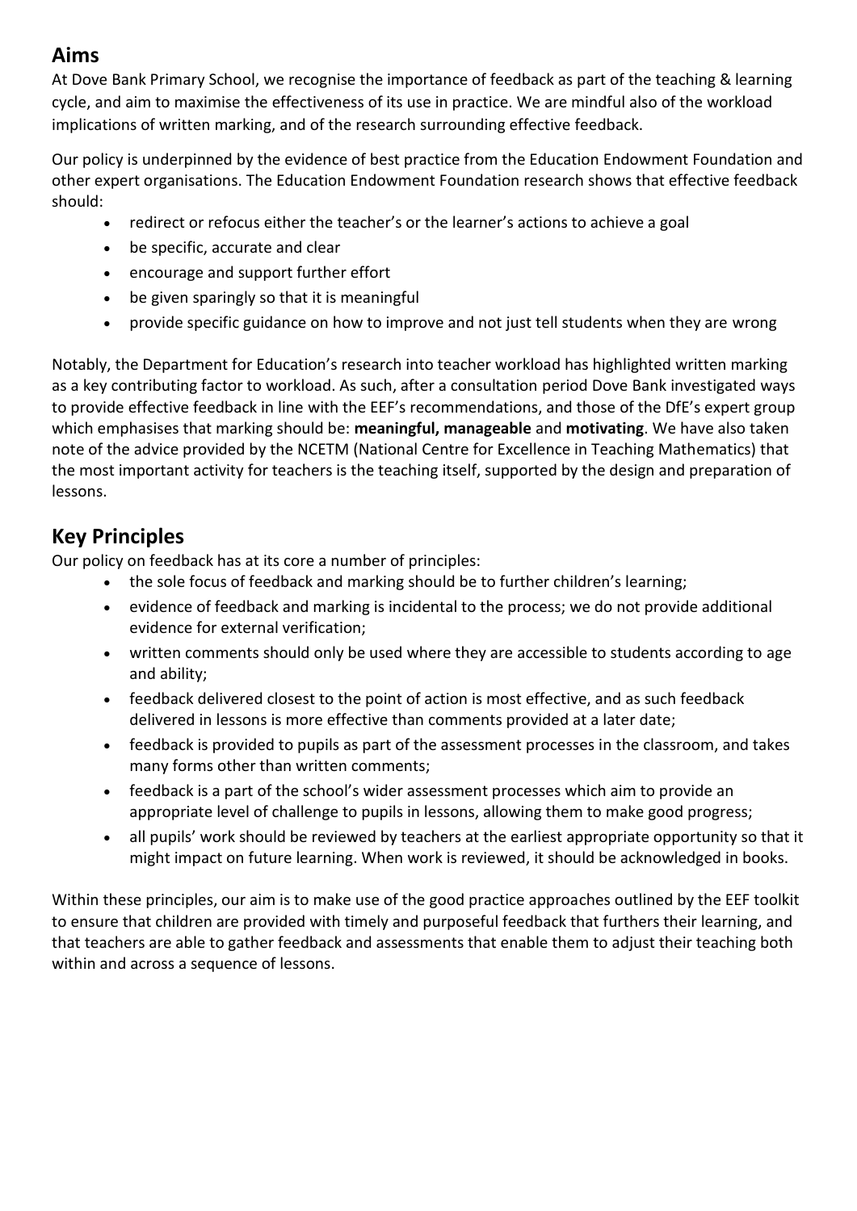## Aims

At Dove Bank Primary School, we recognise the importance of feedback as part of the teaching & learning cycle, and aim to maximise the effectiveness of its use in practice. We are mindful also of the workload implications of written marking, and of the research surrounding effective feedback.

Our policy is underpinned by the evidence of best practice from the Education Endowment Foundation and other expert organisations. The Education Endowment Foundation research shows that effective feedback should:

- redirect or refocus either the teacher's or the learner's actions to achieve a goal
- be specific, accurate and clear
- encourage and support further effort
- be given sparingly so that it is meaningful
- provide specific guidance on how to improve and not just tell students when they are wrong

Notably, the Department for Education's research into teacher workload has highlighted written marking as a key contributing factor to workload. As such, after a consultation period Dove Bank investigated ways to provide effective feedback in line with the EEF's recommendations, and those of the DfE's expert group which emphasises that marking should be: **meaningful, manageable** and **motivating**. We have also taken note of the advice provided by the NCETM (National Centre for Excellence in Teaching Mathematics) that the most important activity for teachers is the teaching itself, supported by the design and preparation of lessons.

## Key Principles

Our policy on feedback has at its core a number of principles:

- the sole focus of feedback and marking should be to further children's learning;
- evidence of feedback and marking is incidental to the process; we do not provide additional evidence for external verification;
- written comments should only be used where they are accessible to students according to age and ability;
- feedback delivered closest to the point of action is most effective, and as such feedback delivered in lessons is more effective than comments provided at a later date;
- feedback is provided to pupils as part of the assessment processes in the classroom, and takes many forms other than written comments;
- feedback is a part of the school's wider assessment processes which aim to provide an appropriate level of challenge to pupils in lessons, allowing them to make good progress;
- all pupils' work should be reviewed by teachers at the earliest appropriate opportunity so that it might impact on future learning. When work is reviewed, it should be acknowledged in books.

Within these principles, our aim is to make use of the good practice approaches outlined by the EEF toolkit to ensure that children are provided with timely and purposeful feedback that furthers their learning, and that teachers are able to gather feedback and assessments that enable them to adjust their teaching both within and across a sequence of lessons.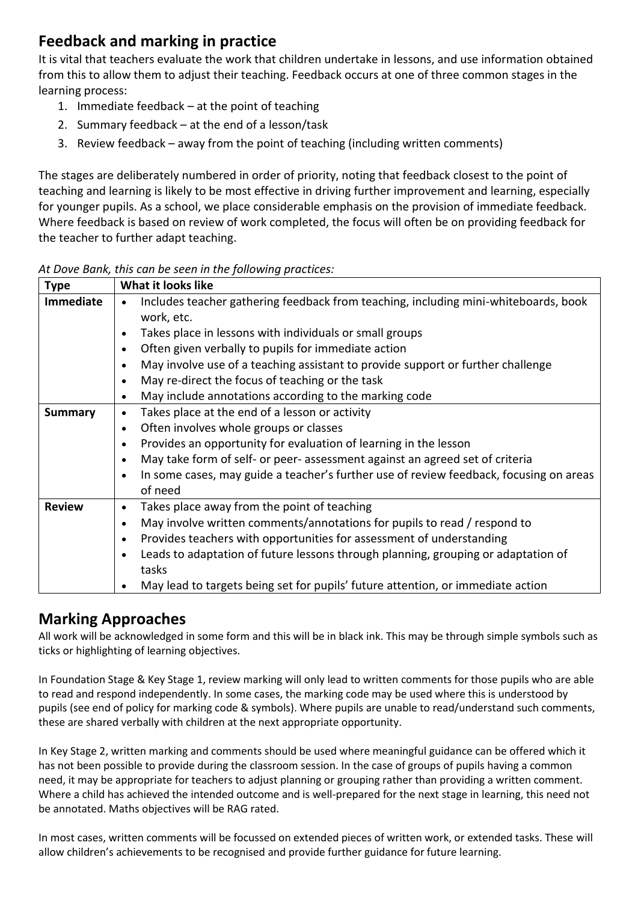## Feedback and marking in practice

It is vital that teachers evaluate the work that children undertake in lessons, and use information obtained from this to allow them to adjust their teaching. Feedback occurs at one of three common stages in the learning process:

1. Immediate feedback – at the point of teaching
2. Summary feedback – at the end of a lesson/task
3. Review feedback – away from the point of teaching (including written comments)

The stages are deliberately numbered in order of priority, noting that feedback closest to the point of teaching and learning is likely to be most effective in driving further improvement and learning, especially for younger pupils. As a school, we place considerable emphasis on the provision of immediate feedback. Where feedback is based on review of work completed, the focus will often be on providing feedback for the teacher to further adapt teaching.

*At Dove Bank, this can be seen in the following practices:*

| Type | What it looks like |
|---|---|
| **Immediate** | • Includes teacher gathering feedback from teaching, including mini-whiteboards, book work, etc.<br>• Takes place in lessons with individuals or small groups<br>• Often given verbally to pupils for immediate action<br>• May involve use of a teaching assistant to provide support or further challenge<br>• May re-direct the focus of teaching or the task<br>• May include annotations according to the marking code |
| **Summary** | • Takes place at the end of a lesson or activity<br>• Often involves whole groups or classes<br>• Provides an opportunity for evaluation of learning in the lesson<br>• May take form of self- or peer- assessment against an agreed set of criteria<br>• In some cases, may guide a teacher's further use of review feedback, focusing on areas of need |
| **Review** | • Takes place away from the point of teaching<br>• May involve written comments/annotations for pupils to read / respond to<br>• Provides teachers with opportunities for assessment of understanding<br>• Leads to adaptation of future lessons through planning, grouping or adaptation of tasks<br>• May lead to targets being set for pupils' future attention, or immediate action |

## Marking Approaches

All work will be acknowledged in some form and this will be in black ink. This may be through simple symbols such as ticks or highlighting of learning objectives.

In Foundation Stage & Key Stage 1, review marking will only lead to written comments for those pupils who are able to read and respond independently. In some cases, the marking code may be used where this is understood by pupils (see end of policy for marking code & symbols). Where pupils are unable to read/understand such comments, these are shared verbally with children at the next appropriate opportunity.

In Key Stage 2, written marking and comments should be used where meaningful guidance can be offered which it has not been possible to provide during the classroom session. In the case of groups of pupils having a common need, it may be appropriate for teachers to adjust planning or grouping rather than providing a written comment. Where a child has achieved the intended outcome and is well-prepared for the next stage in learning, this need not be annotated. Maths objectives will be RAG rated.

In most cases, written comments will be focussed on extended pieces of written work, or extended tasks. These will allow children's achievements to be recognised and provide further guidance for future learning.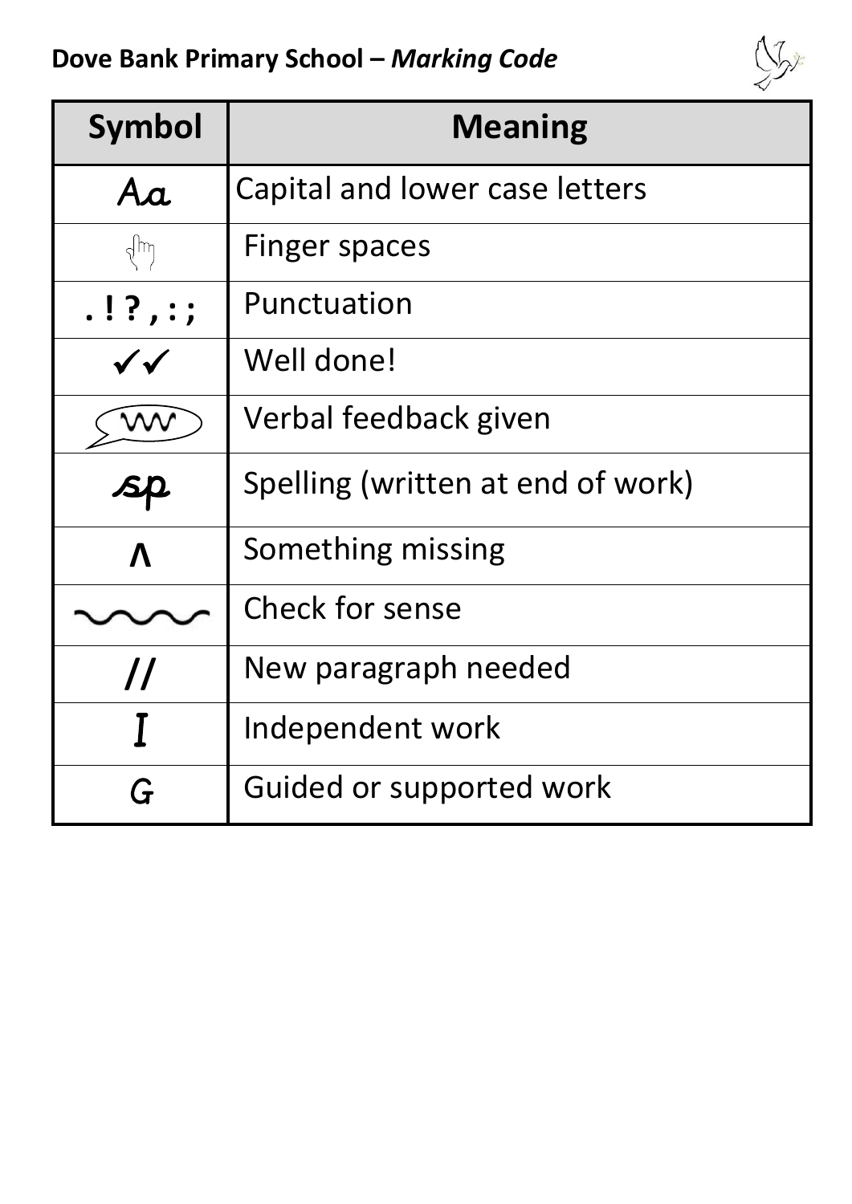**Dove Bank Primary School – *Marking Code***

| Symbol | Meaning |
|---|---|
| Aa | Capital and lower case letters |
| ☝ | Finger spaces |
| . ! ? , : ; | Punctuation |
| ✓✓ | Well done! |
| 💬 | Verbal feedback given |
| sp | Spelling (written at end of work) |
| ʌ | Something missing |
| 〰〰 | Check for sense |
| // | New paragraph needed |
| I | Independent work |
| G | Guided or supported work |